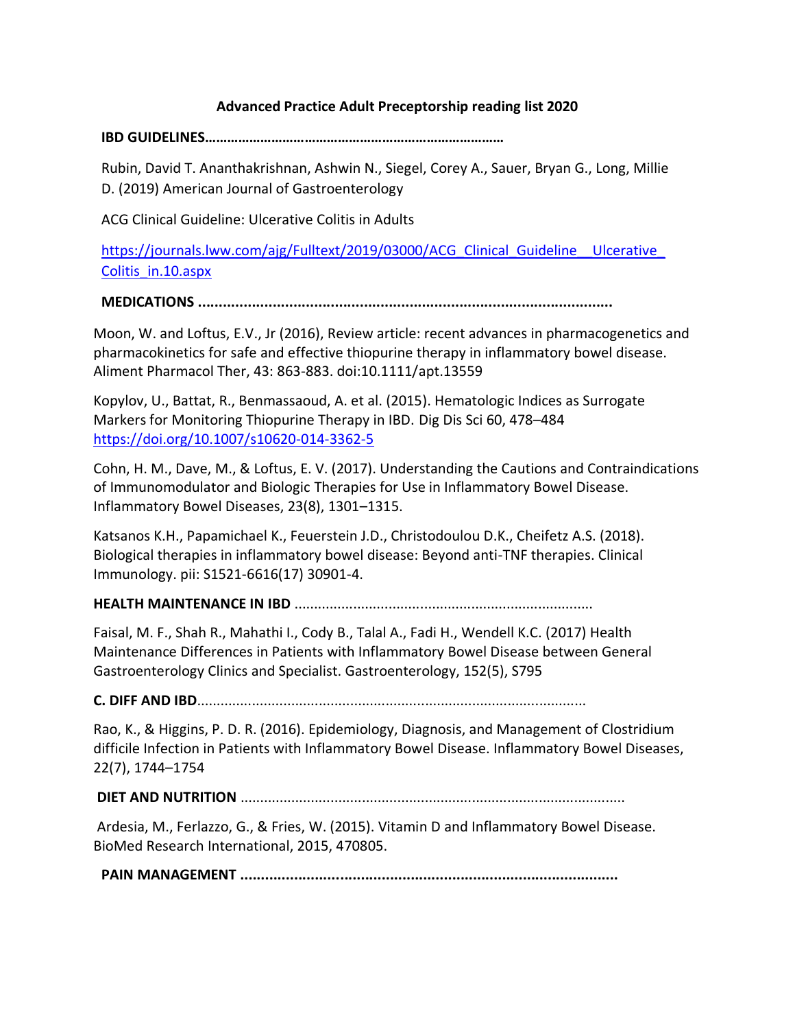# Advanced Practice Adult Preceptorship reading list 2020

**IBD GUIDELINES………………………………………………………………………**

Rubin, David T. Ananthakrishnan, Ashwin N., Siegel, Corey A., Sauer, Bryan G., Long, Millie D. (2019) American Journal of Gastroenterology

ACG Clinical Guideline: Ulcerative Colitis in Adults

[https://journals.lww.com/ajg/Fulltext/2019/03000/ACG_Clinical_Guideline__Ulcerative_Colitis_in.10.aspx](https://journals.lww.com/ajg/Fulltext/2019/03000/ACG_Clinical_Guideline__Ulcerative_Colitis_in.10.aspx)

**MEDICATIONS ..................................................................................................**

Moon, W. and Loftus, E.V., Jr (2016), Review article: recent advances in pharmacogenetics and pharmacokinetics for safe and effective thiopurine therapy in inflammatory bowel disease. Aliment Pharmacol Ther, 43: 863-883. doi:10.1111/apt.13559

Kopylov, U., Battat, R., Benmassaoud, A. et al. (2015). Hematologic Indices as Surrogate Markers for Monitoring Thiopurine Therapy in IBD. Dig Dis Sci 60, 478–484 [https://doi.org/10.1007/s10620-014-3362-5](https://doi.org/10.1007/s10620-014-3362-5)

Cohn, H. M., Dave, M., & Loftus, E. V. (2017). Understanding the Cautions and Contraindications of Immunomodulator and Biologic Therapies for Use in Inflammatory Bowel Disease. Inflammatory Bowel Diseases, 23(8), 1301–1315.

Katsanos K.H., Papamichael K., Feuerstein J.D., Christodoulou D.K., Cheifetz A.S. (2018). Biological therapies in inflammatory bowel disease: Beyond anti-TNF therapies. Clinical Immunology. pii: S1521-6616(17) 30901-4.

**HEALTH MAINTENANCE IN IBD** ...........................................................................

Faisal, M. F., Shah R., Mahathi I., Cody B., Talal A., Fadi H., Wendell K.C. (2017) Health Maintenance Differences in Patients with Inflammatory Bowel Disease between General Gastroenterology Clinics and Specialist. Gastroenterology, 152(5), S795

**C. DIFF AND IBD**..................................................................................................

Rao, K., & Higgins, P. D. R. (2016). Epidemiology, Diagnosis, and Management of Clostridium difficile Infection in Patients with Inflammatory Bowel Disease. Inflammatory Bowel Diseases, 22(7), 1744–1754

**DIET AND NUTRITION** .................................................................................................

Ardesia, M., Ferlazzo, G., & Fries, W. (2015). Vitamin D and Inflammatory Bowel Disease. BioMed Research International, 2015, 470805.

**PAIN MANAGEMENT ..........................................................................................**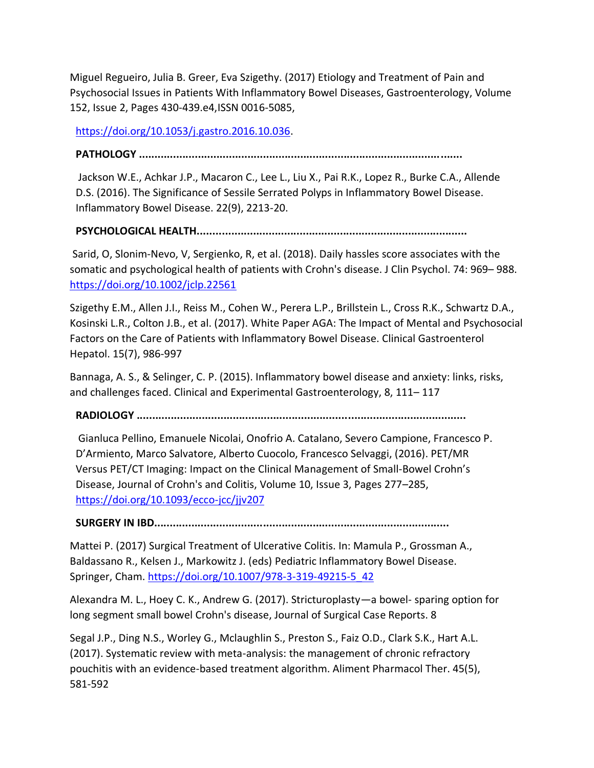Miguel Regueiro, Julia B. Greer, Eva Szigethy. (2017) Etiology and Treatment of Pain and Psychosocial Issues in Patients With Inflammatory Bowel Diseases, Gastroenterology, Volume 152, Issue 2, Pages 430-439.e4,ISSN 0016-5085,

https://doi.org/10.1053/j.gastro.2016.10.036.

**PATHOLOGY ……………………………………………………………………………………………..…….**

Jackson W.E., Achkar J.P., Macaron C., Lee L., Liu X., Pai R.K., Lopez R., Burke C.A., Allende D.S. (2016). The Significance of Sessile Serrated Polyps in Inflammatory Bowel Disease. Inflammatory Bowel Disease. 22(9), 2213-20.

**PSYCHOLOGICAL HEALTH……………………………………………………………………………………..**

Sarid, O, Slonim-Nevo, V, Sergienko, R, et al. (2018). Daily hassles score associates with the somatic and psychological health of patients with Crohn's disease. J Clin Psychol. 74: 969– 988. https://doi.org/10.1002/jclp.22561

Szigethy E.M., Allen J.I., Reiss M., Cohen W., Perera L.P., Brillstein L., Cross R.K., Schwartz D.A., Kosinski L.R., Colton J.B., et al. (2017). White Paper AGA: The Impact of Mental and Psychosocial Factors on the Care of Patients with Inflammatory Bowel Disease. Clinical Gastroenterol Hepatol. 15(7), 986-997

Bannaga, A. S., & Selinger, C. P. (2015). Inflammatory bowel disease and anxiety: links, risks, and challenges faced. Clinical and Experimental Gastroenterology, 8, 111– 117

**RADIOLOGY ……………………………………………………………………………………………………..**

Gianluca Pellino, Emanuele Nicolai, Onofrio A. Catalano, Severo Campione, Francesco P. D'Armiento, Marco Salvatore, Alberto Cuocolo, Francesco Selvaggi, (2016). PET/MR Versus PET/CT Imaging: Impact on the Clinical Management of Small-Bowel Crohn's Disease, Journal of Crohn's and Colitis, Volume 10, Issue 3, Pages 277–285, https://doi.org/10.1093/ecco-jcc/jjv207

**SURGERY IN IBD………………………………………………………………………………………..**

Mattei P. (2017) Surgical Treatment of Ulcerative Colitis. In: Mamula P., Grossman A., Baldassano R., Kelsen J., Markowitz J. (eds) Pediatric Inflammatory Bowel Disease. Springer, Cham. https://doi.org/10.1007/978-3-319-49215-5_42

Alexandra M. L., Hoey C. K., Andrew G. (2017). Stricturoplasty—a bowel- sparing option for long segment small bowel Crohn's disease, Journal of Surgical Case Reports. 8

Segal J.P., Ding N.S., Worley G., Mclaughlin S., Preston S., Faiz O.D., Clark S.K., Hart A.L. (2017). Systematic review with meta-analysis: the management of chronic refractory pouchitis with an evidence-based treatment algorithm. Aliment Pharmacol Ther. 45(5), 581-592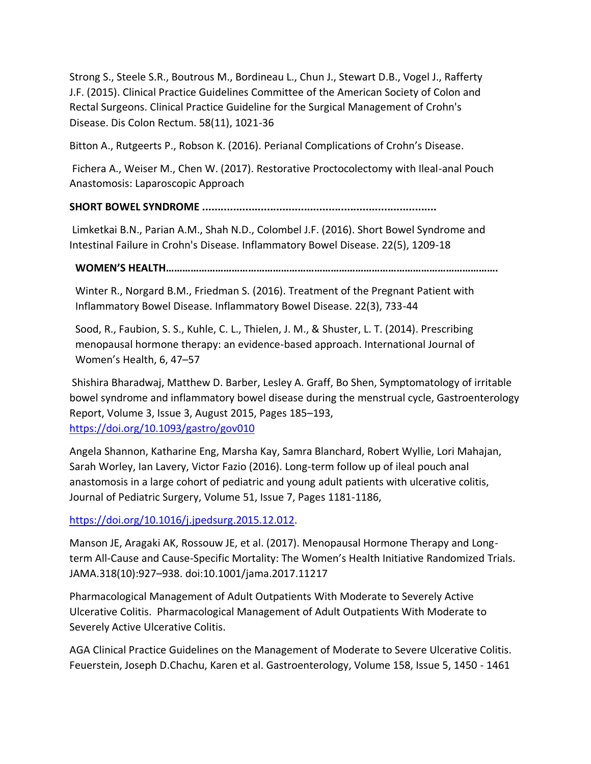Strong S., Steele S.R., Boutrous M., Bordineau L., Chun J., Stewart D.B., Vogel J., Rafferty J.F. (2015). Clinical Practice Guidelines Committee of the American Society of Colon and Rectal Surgeons. Clinical Practice Guideline for the Surgical Management of Crohn's Disease. Dis Colon Rectum. 58(11), 1021-36

Bitton A., Rutgeerts P., Robson K. (2016). Perianal Complications of Crohn's Disease.

Fichera A., Weiser M., Chen W. (2017). Restorative Proctocolectomy with Ileal-anal Pouch Anastomosis: Laparoscopic Approach

**SHORT BOWEL SYNDROME ..........................................................................**

Limketkai B.N., Parian A.M., Shah N.D., Colombel J.F. (2016). Short Bowel Syndrome and Intestinal Failure in Crohn's Disease. Inflammatory Bowel Disease. 22(5), 1209-18

**WOMEN'S HEALTH…………………………………………………………………………………………………….**

Winter R., Norgard B.M., Friedman S. (2016). Treatment of the Pregnant Patient with Inflammatory Bowel Disease. Inflammatory Bowel Disease. 22(3), 733-44

Sood, R., Faubion, S. S., Kuhle, C. L., Thielen, J. M., & Shuster, L. T. (2014). Prescribing menopausal hormone therapy: an evidence-based approach. International Journal of Women's Health, 6, 47–57

Shishira Bharadwaj, Matthew D. Barber, Lesley A. Graff, Bo Shen, Symptomatology of irritable bowel syndrome and inflammatory bowel disease during the menstrual cycle, Gastroenterology Report, Volume 3, Issue 3, August 2015, Pages 185–193, https://doi.org/10.1093/gastro/gov010

Angela Shannon, Katharine Eng, Marsha Kay, Samra Blanchard, Robert Wyllie, Lori Mahajan, Sarah Worley, Ian Lavery, Victor Fazio (2016). Long-term follow up of ileal pouch anal anastomosis in a large cohort of pediatric and young adult patients with ulcerative colitis, Journal of Pediatric Surgery, Volume 51, Issue 7, Pages 1181-1186,

https://doi.org/10.1016/j.jpedsurg.2015.12.012.

Manson JE, Aragaki AK, Rossouw JE, et al. (2017). Menopausal Hormone Therapy and Long-term All-Cause and Cause-Specific Mortality: The Women's Health Initiative Randomized Trials. JAMA.318(10):927–938. doi:10.1001/jama.2017.11217

Pharmacological Management of Adult Outpatients With Moderate to Severely Active Ulcerative Colitis. Pharmacological Management of Adult Outpatients With Moderate to Severely Active Ulcerative Colitis.

AGA Clinical Practice Guidelines on the Management of Moderate to Severe Ulcerative Colitis. Feuerstein, Joseph D.Chachu, Karen et al. Gastroenterology, Volume 158, Issue 5, 1450 - 1461